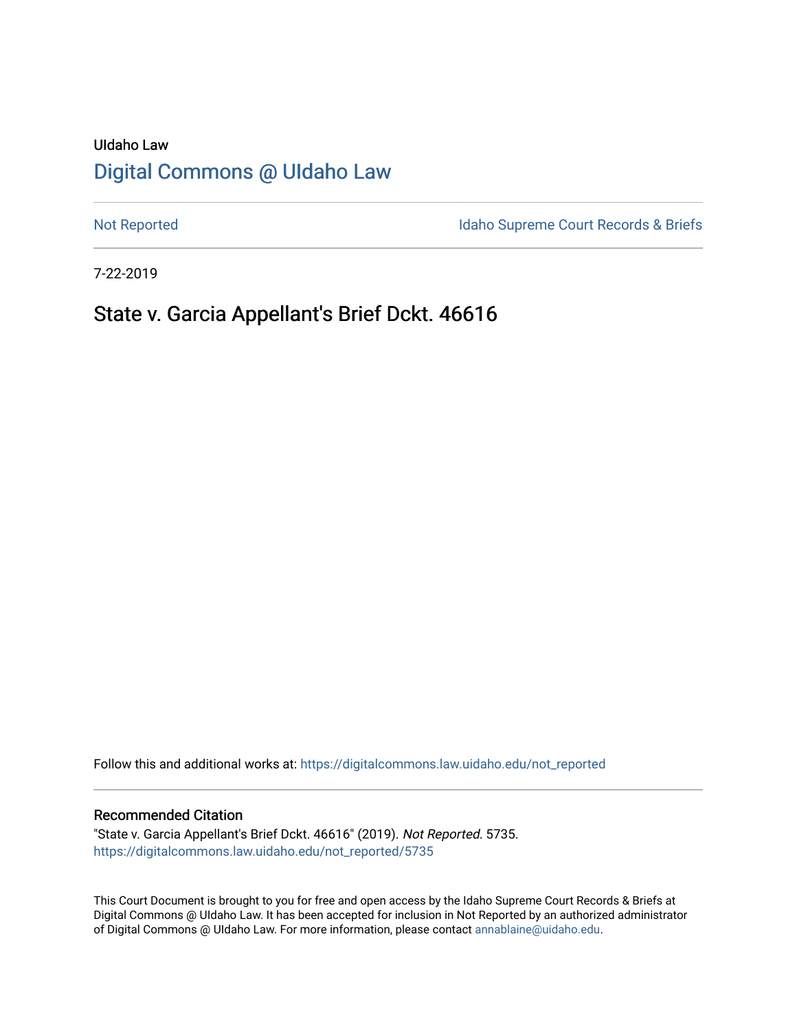UIdaho Law

# Digital Commons @ UIdaho Law

Not Reported

Idaho Supreme Court Records & Briefs

7-22-2019

## State v. Garcia Appellant's Brief Dckt. 46616

Follow this and additional works at: https://digitalcommons.law.uidaho.edu/not_reported

### Recommended Citation

"State v. Garcia Appellant's Brief Dckt. 46616" (2019). *Not Reported*. 5735.
https://digitalcommons.law.uidaho.edu/not_reported/5735

This Court Document is brought to you for free and open access by the Idaho Supreme Court Records & Briefs at Digital Commons @ UIdaho Law. It has been accepted for inclusion in Not Reported by an authorized administrator of Digital Commons @ UIdaho Law. For more information, please contact annablaine@uidaho.edu.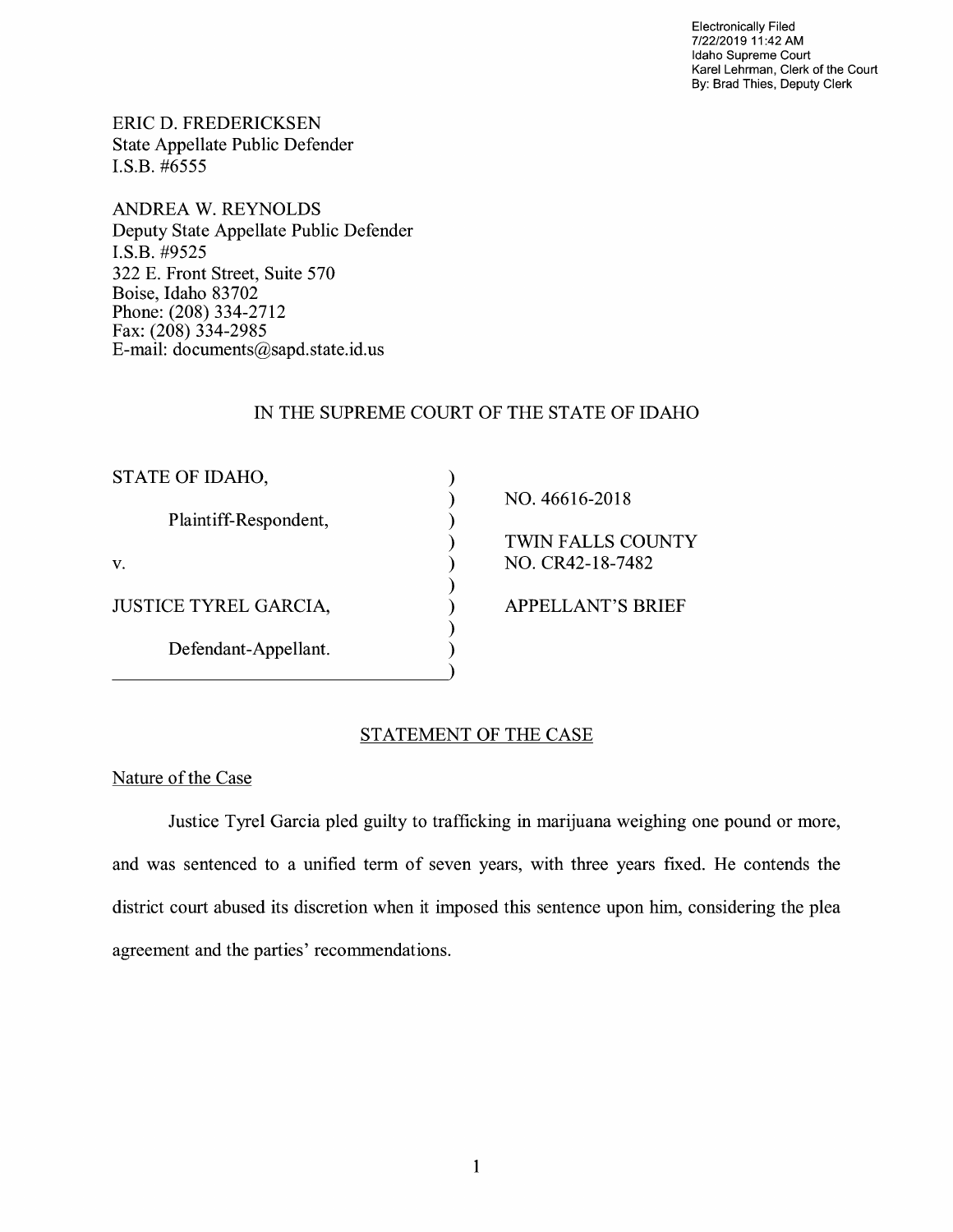Electronically Filed
7/22/2019 11:42 AM
Idaho Supreme Court
Karel Lehrman, Clerk of the Court
By: Brad Thies, Deputy Clerk

ERIC D. FREDERICKSEN
State Appellate Public Defender
I.S.B. #6555

ANDREA W. REYNOLDS
Deputy State Appellate Public Defender
I.S.B. #9525
322 E. Front Street, Suite 570
Boise, Idaho 83702
Phone: (208) 334-2712
Fax: (208) 334-2985
E-mail: documents@sapd.state.id.us

IN THE SUPREME COURT OF THE STATE OF IDAHO

| | | |
|---|---|---|
| STATE OF IDAHO, | ) | |
| | ) | NO. 46616-2018 |
| Plaintiff-Respondent, | ) | |
| | ) | TWIN FALLS COUNTY |
| v. | ) | NO. CR42-18-7482 |
| | ) | |
| JUSTICE TYREL GARCIA, | ) | APPELLANT'S BRIEF |
| | ) | |
| Defendant-Appellant. | ) | |

## STATEMENT OF THE CASE

### Nature of the Case

Justice Tyrel Garcia pled guilty to trafficking in marijuana weighing one pound or more, and was sentenced to a unified term of seven years, with three years fixed. He contends the district court abused its discretion when it imposed this sentence upon him, considering the plea agreement and the parties' recommendations.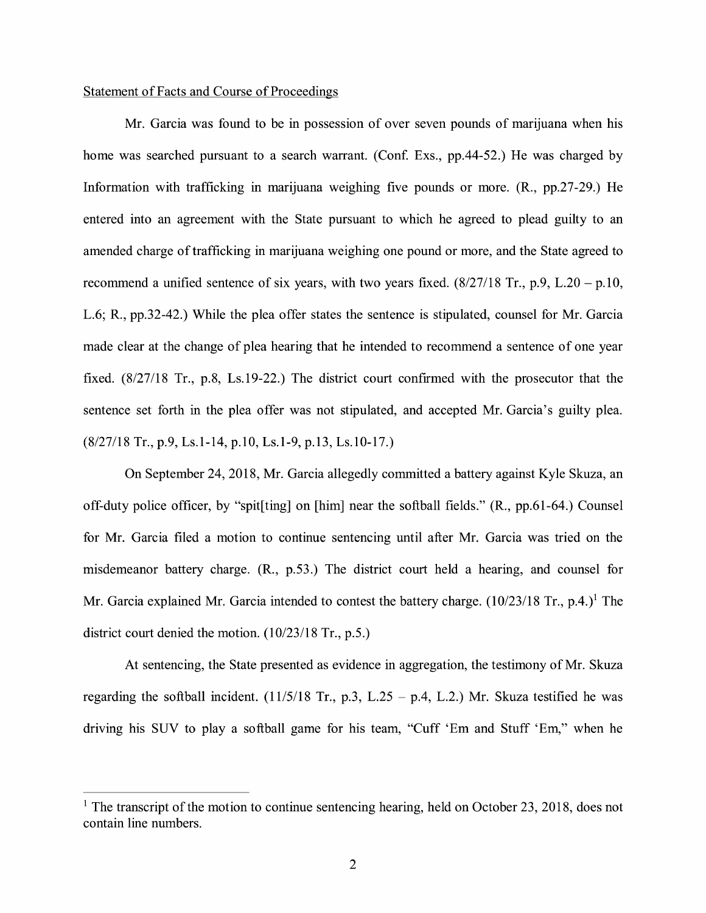Statement of Facts and Course of Proceedings

Mr. Garcia was found to be in possession of over seven pounds of marijuana when his home was searched pursuant to a search warrant. (Conf. Exs., pp.44-52.) He was charged by Information with trafficking in marijuana weighing five pounds or more. (R., pp.27-29.) He entered into an agreement with the State pursuant to which he agreed to plead guilty to an amended charge of trafficking in marijuana weighing one pound or more, and the State agreed to recommend a unified sentence of six years, with two years fixed. (8/27/18 Tr., p.9, L.20 – p.10, L.6; R., pp.32-42.) While the plea offer states the sentence is stipulated, counsel for Mr. Garcia made clear at the change of plea hearing that he intended to recommend a sentence of one year fixed. (8/27/18 Tr., p.8, Ls.19-22.) The district court confirmed with the prosecutor that the sentence set forth in the plea offer was not stipulated, and accepted Mr. Garcia's guilty plea. (8/27/18 Tr., p.9, Ls.1-14, p.10, Ls.1-9, p.13, Ls.10-17.)

On September 24, 2018, Mr. Garcia allegedly committed a battery against Kyle Skuza, an off-duty police officer, by "spit[ting] on [him] near the softball fields." (R., pp.61-64.) Counsel for Mr. Garcia filed a motion to continue sentencing until after Mr. Garcia was tried on the misdemeanor battery charge. (R., p.53.) The district court held a hearing, and counsel for Mr. Garcia explained Mr. Garcia intended to contest the battery charge. (10/23/18 Tr., p.4.)[1] The district court denied the motion. (10/23/18 Tr., p.5.)

At sentencing, the State presented as evidence in aggregation, the testimony of Mr. Skuza regarding the softball incident. (11/5/18 Tr., p.3, L.25 – p.4, L.2.) Mr. Skuza testified he was driving his SUV to play a softball game for his team, "Cuff 'Em and Stuff 'Em," when he

[1] The transcript of the motion to continue sentencing hearing, held on October 23, 2018, does not contain line numbers.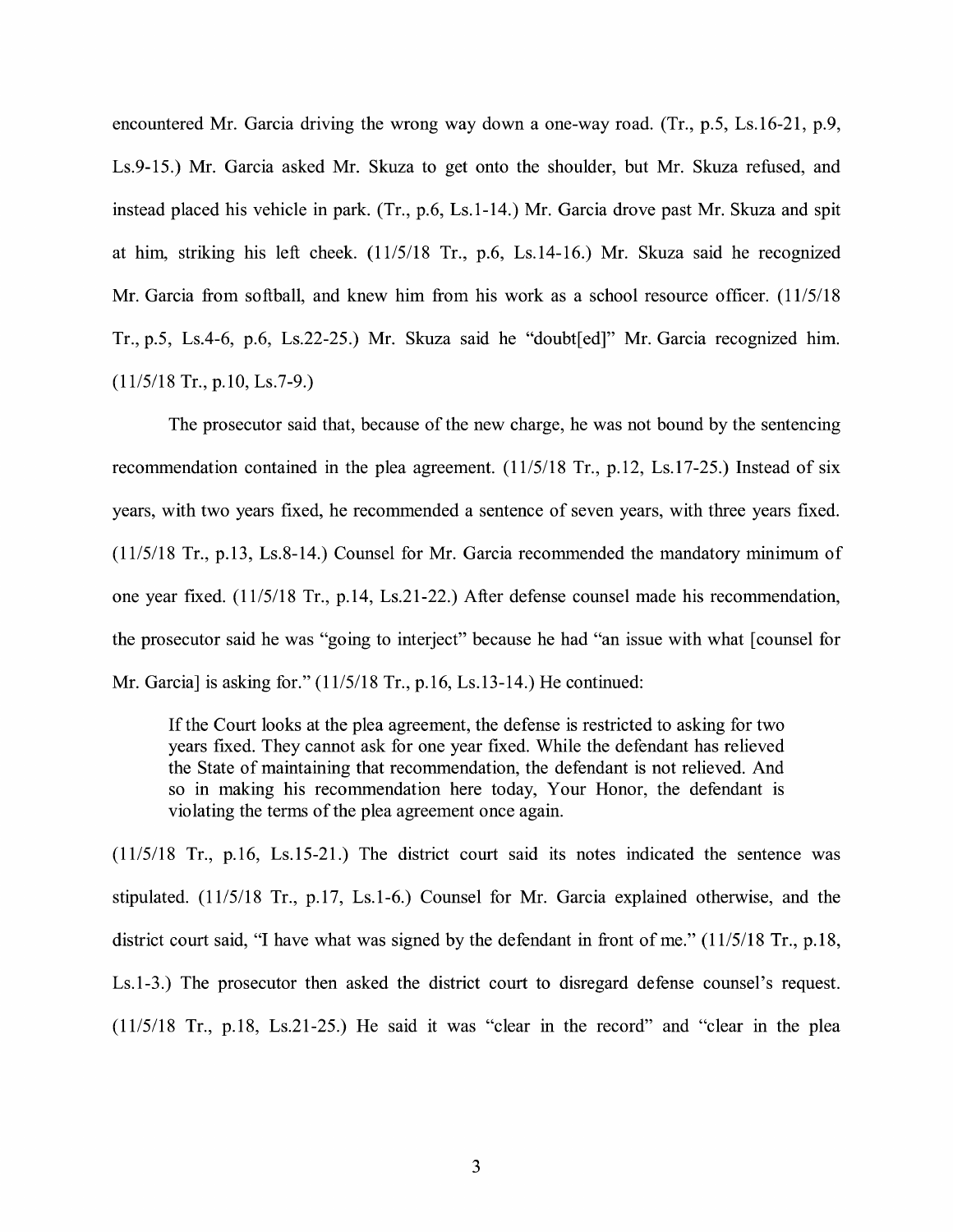encountered Mr. Garcia driving the wrong way down a one-way road. (Tr., p.5, Ls.16-21, p.9, Ls.9-15.) Mr. Garcia asked Mr. Skuza to get onto the shoulder, but Mr. Skuza refused, and instead placed his vehicle in park. (Tr., p.6, Ls.1-14.) Mr. Garcia drove past Mr. Skuza and spit at him, striking his left cheek. (11/5/18 Tr., p.6, Ls.14-16.) Mr. Skuza said he recognized Mr. Garcia from softball, and knew him from his work as a school resource officer. (11/5/18 Tr., p.5, Ls.4-6, p.6, Ls.22-25.) Mr. Skuza said he "doubt[ed]" Mr. Garcia recognized him. (11/5/18 Tr., p.10, Ls.7-9.)

The prosecutor said that, because of the new charge, he was not bound by the sentencing recommendation contained in the plea agreement. (11/5/18 Tr., p.12, Ls.17-25.) Instead of six years, with two years fixed, he recommended a sentence of seven years, with three years fixed. (11/5/18 Tr., p.13, Ls.8-14.) Counsel for Mr. Garcia recommended the mandatory minimum of one year fixed. (11/5/18 Tr., p.14, Ls.21-22.) After defense counsel made his recommendation, the prosecutor said he was "going to interject" because he had "an issue with what [counsel for Mr. Garcia] is asking for." (11/5/18 Tr., p.16, Ls.13-14.) He continued:

> If the Court looks at the plea agreement, the defense is restricted to asking for two years fixed. They cannot ask for one year fixed. While the defendant has relieved the State of maintaining that recommendation, the defendant is not relieved. And so in making his recommendation here today, Your Honor, the defendant is violating the terms of the plea agreement once again.

(11/5/18 Tr., p.16, Ls.15-21.) The district court said its notes indicated the sentence was stipulated. (11/5/18 Tr., p.17, Ls.1-6.) Counsel for Mr. Garcia explained otherwise, and the district court said, "I have what was signed by the defendant in front of me." (11/5/18 Tr., p.18, Ls.1-3.) The prosecutor then asked the district court to disregard defense counsel's request. (11/5/18 Tr., p.18, Ls.21-25.) He said it was "clear in the record" and "clear in the plea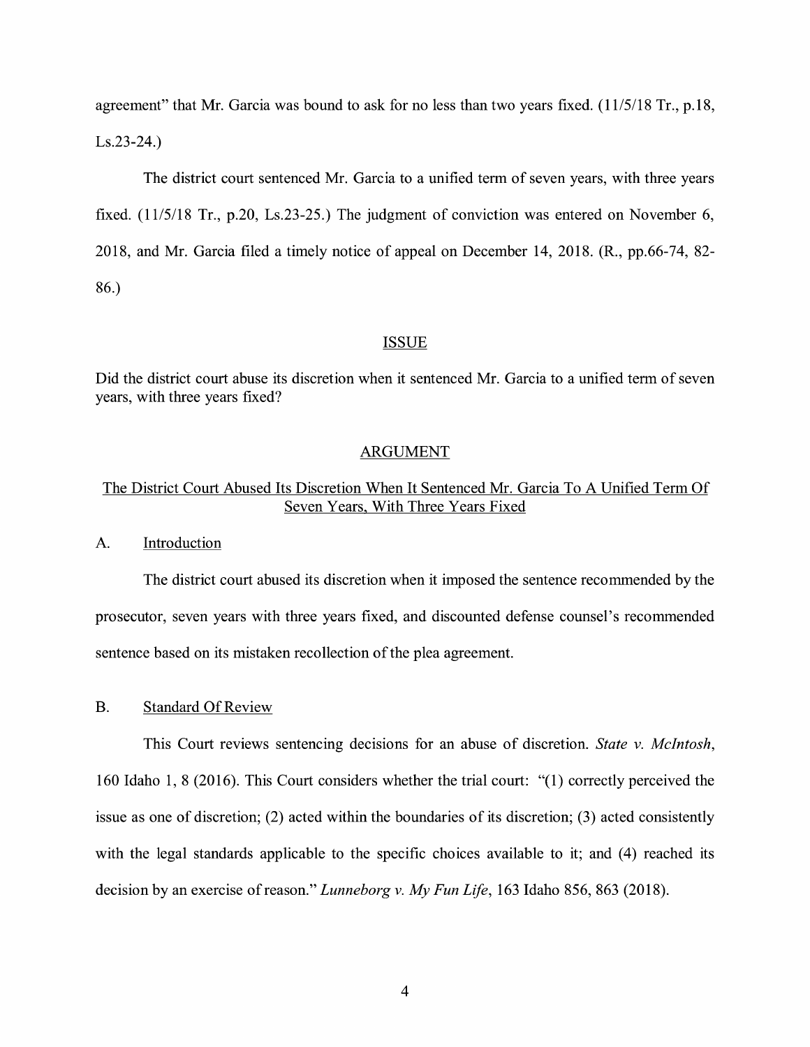agreement" that Mr. Garcia was bound to ask for no less than two years fixed. (11/5/18 Tr., p.18, Ls.23-24.)

The district court sentenced Mr. Garcia to a unified term of seven years, with three years fixed. (11/5/18 Tr., p.20, Ls.23-25.) The judgment of conviction was entered on November 6, 2018, and Mr. Garcia filed a timely notice of appeal on December 14, 2018. (R., pp.66-74, 82-86.)

## ISSUE

Did the district court abuse its discretion when it sentenced Mr. Garcia to a unified term of seven years, with three years fixed?

## ARGUMENT

### The District Court Abused Its Discretion When It Sentenced Mr. Garcia To A Unified Term Of Seven Years, With Three Years Fixed

#### A. Introduction

The district court abused its discretion when it imposed the sentence recommended by the prosecutor, seven years with three years fixed, and discounted defense counsel's recommended sentence based on its mistaken recollection of the plea agreement.

#### B. Standard Of Review

This Court reviews sentencing decisions for an abuse of discretion. *State v. McIntosh*, 160 Idaho 1, 8 (2016). This Court considers whether the trial court: "(1) correctly perceived the issue as one of discretion; (2) acted within the boundaries of its discretion; (3) acted consistently with the legal standards applicable to the specific choices available to it; and (4) reached its decision by an exercise of reason." *Lunneborg v. My Fun Life*, 163 Idaho 856, 863 (2018).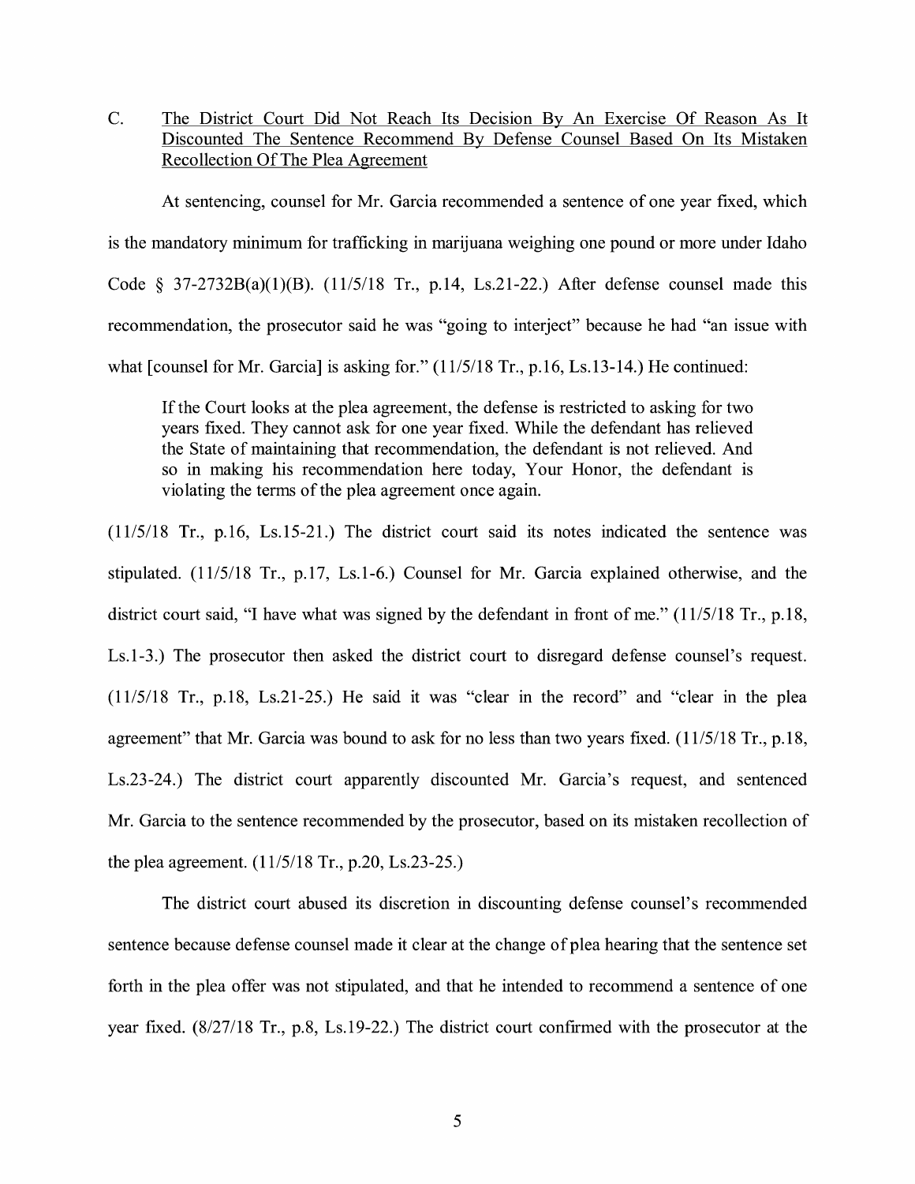C. <u>The District Court Did Not Reach Its Decision By An Exercise Of Reason As It Discounted The Sentence Recommend By Defense Counsel Based On Its Mistaken Recollection Of The Plea Agreement</u>

At sentencing, counsel for Mr. Garcia recommended a sentence of one year fixed, which is the mandatory minimum for trafficking in marijuana weighing one pound or more under Idaho Code § 37-2732B(a)(1)(B). (11/5/18 Tr., p.14, Ls.21-22.) After defense counsel made this recommendation, the prosecutor said he was "going to interject" because he had "an issue with what [counsel for Mr. Garcia] is asking for." (11/5/18 Tr., p.16, Ls.13-14.) He continued:

> If the Court looks at the plea agreement, the defense is restricted to asking for two years fixed. They cannot ask for one year fixed. While the defendant has relieved the State of maintaining that recommendation, the defendant is not relieved. And so in making his recommendation here today, Your Honor, the defendant is violating the terms of the plea agreement once again.

(11/5/18 Tr., p.16, Ls.15-21.) The district court said its notes indicated the sentence was stipulated. (11/5/18 Tr., p.17, Ls.1-6.) Counsel for Mr. Garcia explained otherwise, and the district court said, "I have what was signed by the defendant in front of me." (11/5/18 Tr., p.18, Ls.1-3.) The prosecutor then asked the district court to disregard defense counsel's request. (11/5/18 Tr., p.18, Ls.21-25.) He said it was "clear in the record" and "clear in the plea agreement" that Mr. Garcia was bound to ask for no less than two years fixed. (11/5/18 Tr., p.18, Ls.23-24.) The district court apparently discounted Mr. Garcia's request, and sentenced Mr. Garcia to the sentence recommended by the prosecutor, based on its mistaken recollection of the plea agreement. (11/5/18 Tr., p.20, Ls.23-25.)

The district court abused its discretion in discounting defense counsel's recommended sentence because defense counsel made it clear at the change of plea hearing that the sentence set forth in the plea offer was not stipulated, and that he intended to recommend a sentence of one year fixed. (8/27/18 Tr., p.8, Ls.19-22.) The district court confirmed with the prosecutor at the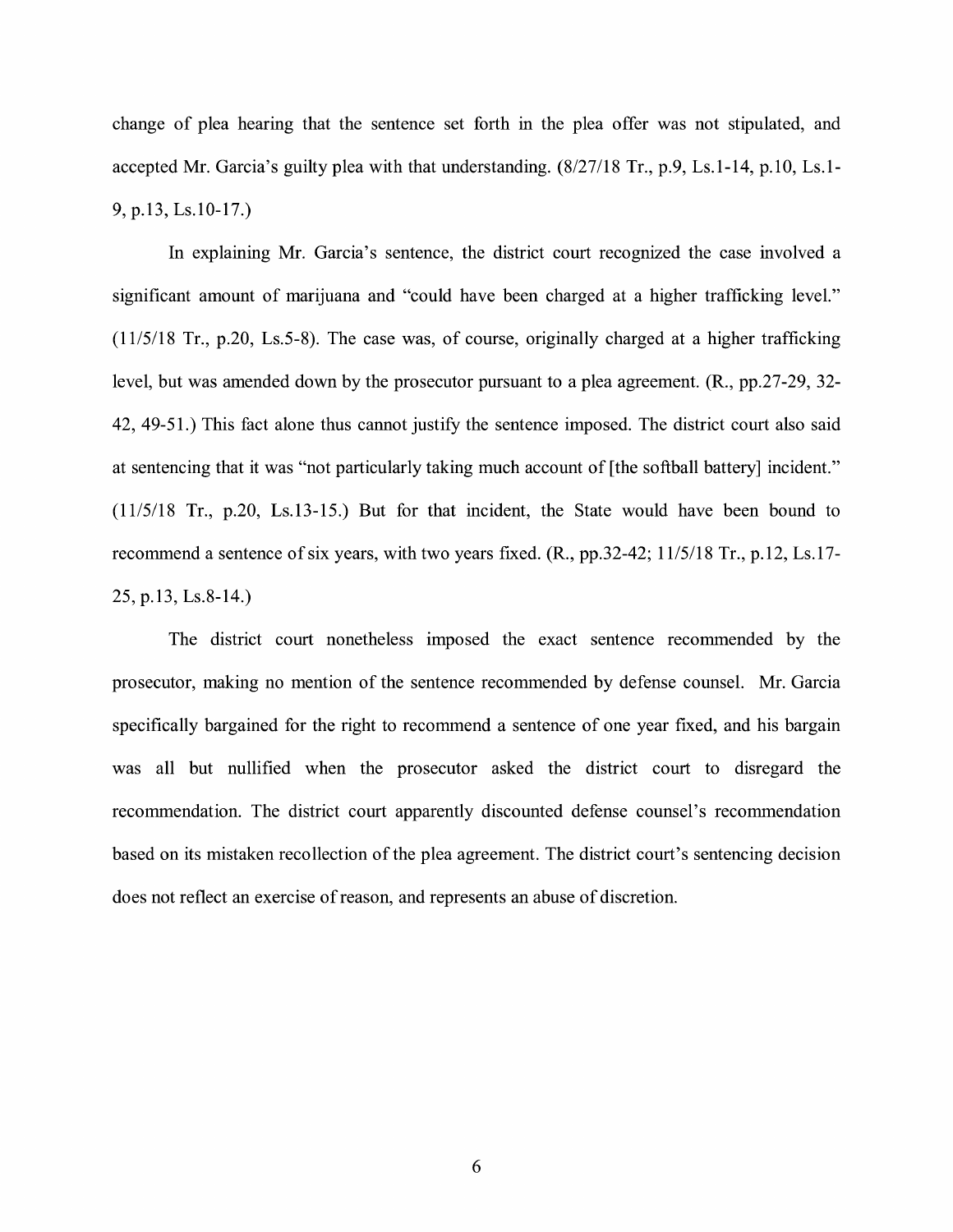change of plea hearing that the sentence set forth in the plea offer was not stipulated, and accepted Mr. Garcia's guilty plea with that understanding. (8/27/18 Tr., p.9, Ls.1-14, p.10, Ls.1-9, p.13, Ls.10-17.)

In explaining Mr. Garcia's sentence, the district court recognized the case involved a significant amount of marijuana and "could have been charged at a higher trafficking level." (11/5/18 Tr., p.20, Ls.5-8). The case was, of course, originally charged at a higher trafficking level, but was amended down by the prosecutor pursuant to a plea agreement. (R., pp.27-29, 32-42, 49-51.) This fact alone thus cannot justify the sentence imposed. The district court also said at sentencing that it was "not particularly taking much account of [the softball battery] incident." (11/5/18 Tr., p.20, Ls.13-15.) But for that incident, the State would have been bound to recommend a sentence of six years, with two years fixed. (R., pp.32-42; 11/5/18 Tr., p.12, Ls.17-25, p.13, Ls.8-14.)

The district court nonetheless imposed the exact sentence recommended by the prosecutor, making no mention of the sentence recommended by defense counsel. Mr. Garcia specifically bargained for the right to recommend a sentence of one year fixed, and his bargain was all but nullified when the prosecutor asked the district court to disregard the recommendation. The district court apparently discounted defense counsel's recommendation based on its mistaken recollection of the plea agreement. The district court's sentencing decision does not reflect an exercise of reason, and represents an abuse of discretion.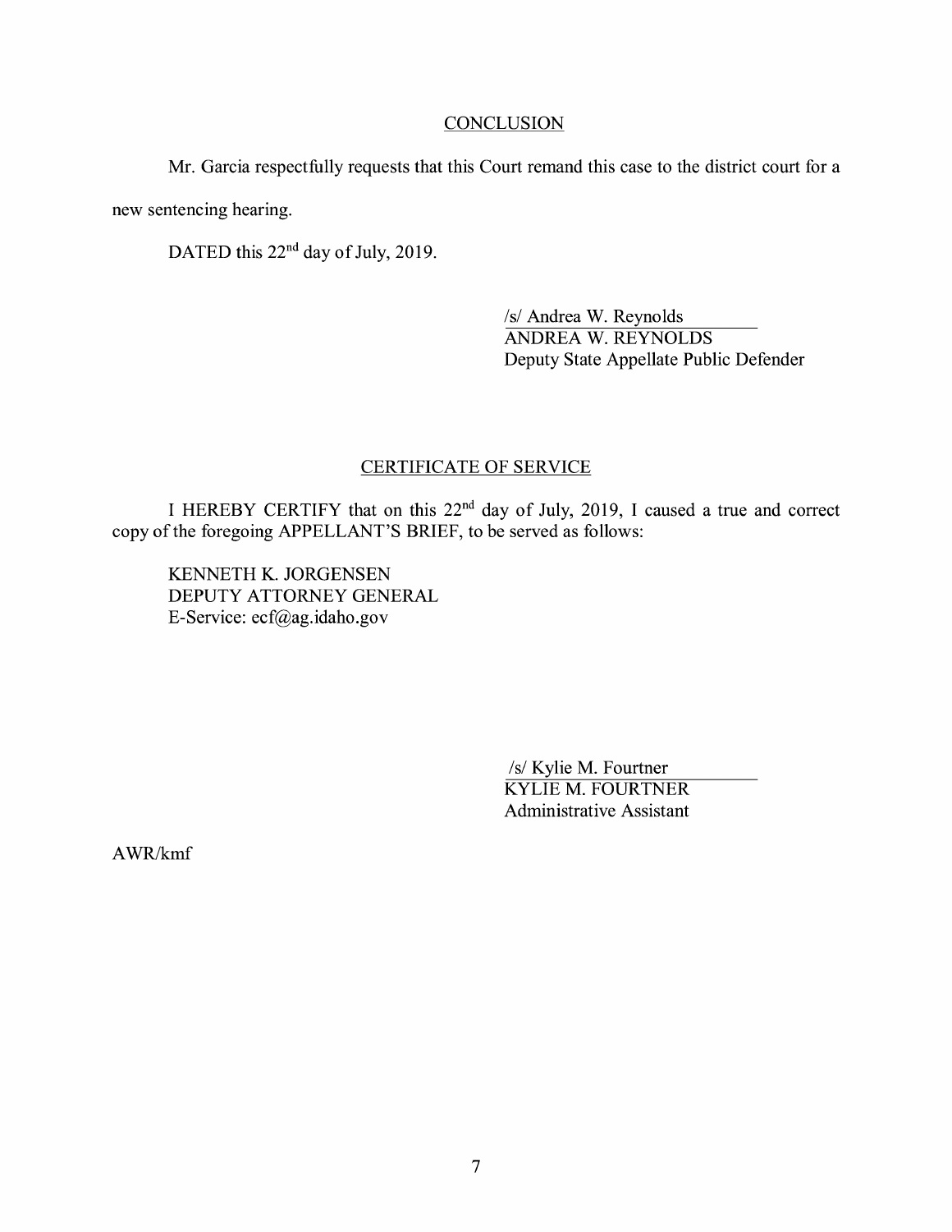## CONCLUSION

Mr. Garcia respectfully requests that this Court remand this case to the district court for a new sentencing hearing.

DATED this 22nd day of July, 2019.

/s/ Andrea W. Reynolds
ANDREA W. REYNOLDS
Deputy State Appellate Public Defender

## CERTIFICATE OF SERVICE

I HEREBY CERTIFY that on this 22nd day of July, 2019, I caused a true and correct copy of the foregoing APPELLANT'S BRIEF, to be served as follows:

KENNETH K. JORGENSEN
DEPUTY ATTORNEY GENERAL
E-Service: ecf@ag.idaho.gov

/s/ Kylie M. Fourtner
KYLIE M. FOURTNER
Administrative Assistant

AWR/kmf